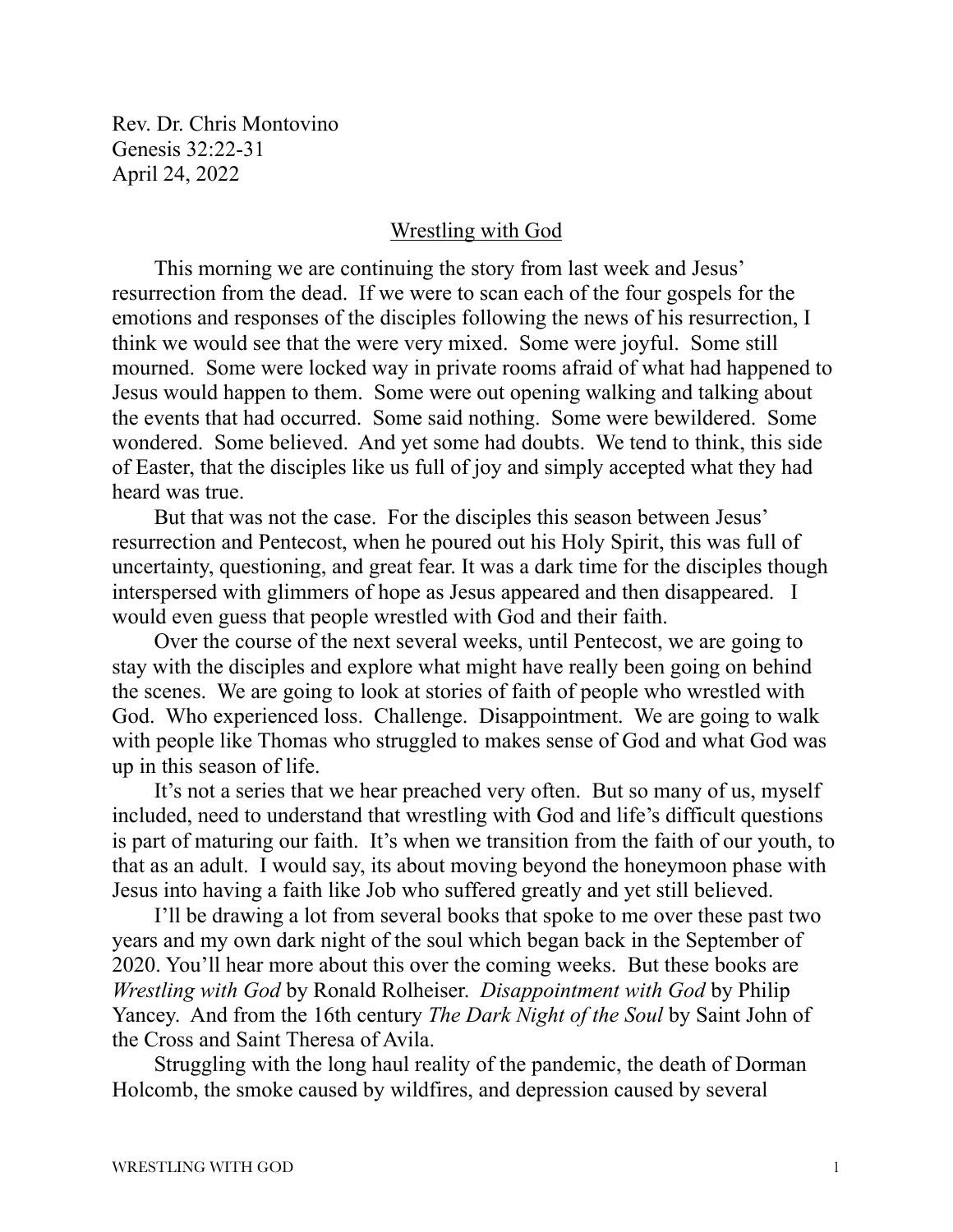Rev. Dr. Chris Montovino
Genesis 32:22-31
April 24, 2022

# Wrestling with God

This morning we are continuing the story from last week and Jesus' resurrection from the dead. If we were to scan each of the four gospels for the emotions and responses of the disciples following the news of his resurrection, I think we would see that the were very mixed. Some were joyful. Some still mourned. Some were locked way in private rooms afraid of what had happened to Jesus would happen to them. Some were out opening walking and talking about the events that had occurred. Some said nothing. Some were bewildered. Some wondered. Some believed. And yet some had doubts. We tend to think, this side of Easter, that the disciples like us full of joy and simply accepted what they had heard was true.

But that was not the case. For the disciples this season between Jesus' resurrection and Pentecost, when he poured out his Holy Spirit, this was full of uncertainty, questioning, and great fear. It was a dark time for the disciples though interspersed with glimmers of hope as Jesus appeared and then disappeared. I would even guess that people wrestled with God and their faith.

Over the course of the next several weeks, until Pentecost, we are going to stay with the disciples and explore what might have really been going on behind the scenes. We are going to look at stories of faith of people who wrestled with God. Who experienced loss. Challenge. Disappointment. We are going to walk with people like Thomas who struggled to makes sense of God and what God was up in this season of life.

It's not a series that we hear preached very often. But so many of us, myself included, need to understand that wrestling with God and life's difficult questions is part of maturing our faith. It's when we transition from the faith of our youth, to that as an adult. I would say, its about moving beyond the honeymoon phase with Jesus into having a faith like Job who suffered greatly and yet still believed.

I'll be drawing a lot from several books that spoke to me over these past two years and my own dark night of the soul which began back in the September of 2020. You'll hear more about this over the coming weeks. But these books are *Wrestling with God* by Ronald Rolheiser. *Disappointment with God* by Philip Yancey. And from the 16th century *The Dark Night of the Soul* by Saint John of the Cross and Saint Theresa of Avila.

Struggling with the long haul reality of the pandemic, the death of Dorman Holcomb, the smoke caused by wildfires, and depression caused by several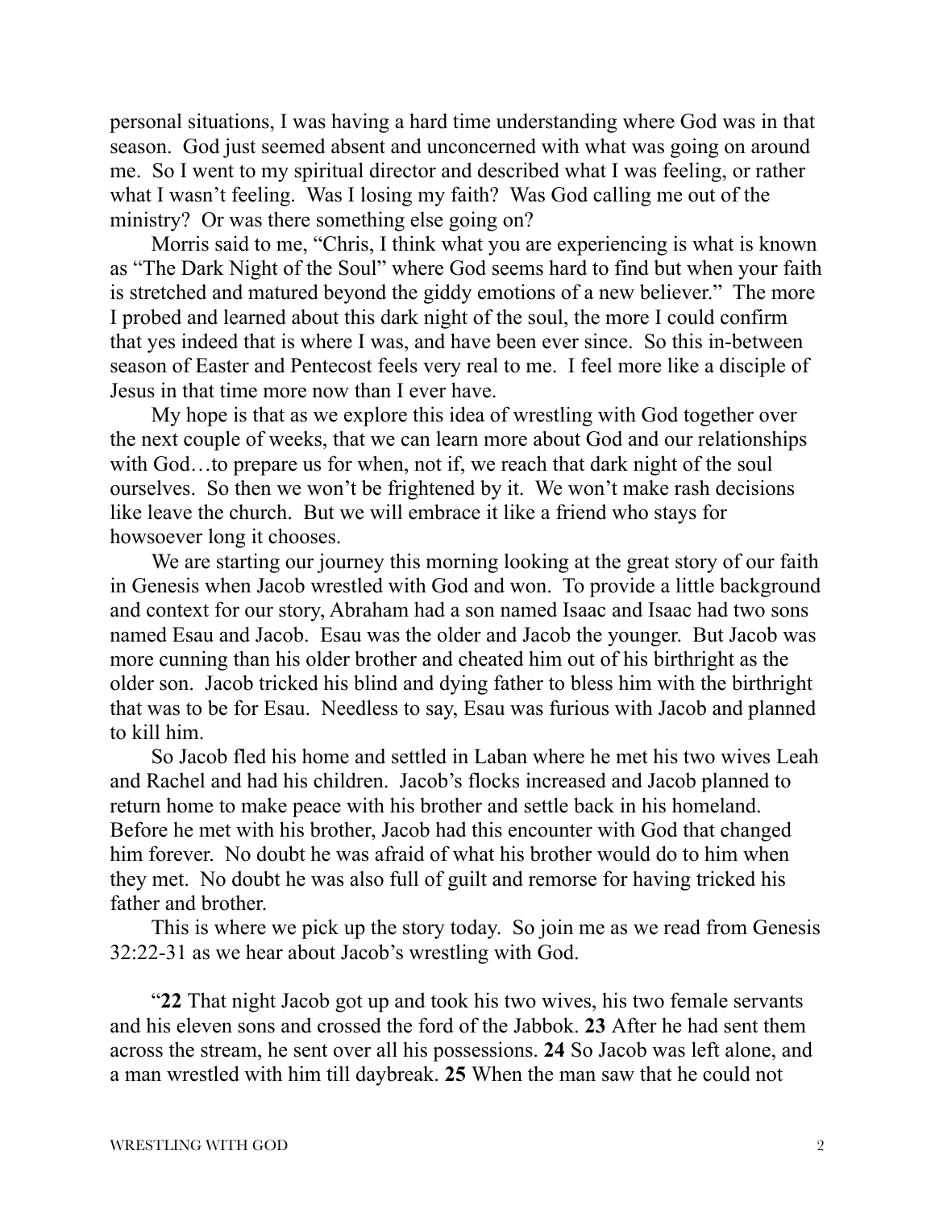personal situations, I was having a hard time understanding where God was in that season. God just seemed absent and unconcerned with what was going on around me. So I went to my spiritual director and described what I was feeling, or rather what I wasn't feeling. Was I losing my faith? Was God calling me out of the ministry? Or was there something else going on?

Morris said to me, "Chris, I think what you are experiencing is what is known as "The Dark Night of the Soul" where God seems hard to find but when your faith is stretched and matured beyond the giddy emotions of a new believer." The more I probed and learned about this dark night of the soul, the more I could confirm that yes indeed that is where I was, and have been ever since. So this in-between season of Easter and Pentecost feels very real to me. I feel more like a disciple of Jesus in that time more now than I ever have.

My hope is that as we explore this idea of wrestling with God together over the next couple of weeks, that we can learn more about God and our relationships with God…to prepare us for when, not if, we reach that dark night of the soul ourselves. So then we won't be frightened by it. We won't make rash decisions like leave the church. But we will embrace it like a friend who stays for howsoever long it chooses.

We are starting our journey this morning looking at the great story of our faith in Genesis when Jacob wrestled with God and won. To provide a little background and context for our story, Abraham had a son named Isaac and Isaac had two sons named Esau and Jacob. Esau was the older and Jacob the younger. But Jacob was more cunning than his older brother and cheated him out of his birthright as the older son. Jacob tricked his blind and dying father to bless him with the birthright that was to be for Esau. Needless to say, Esau was furious with Jacob and planned to kill him.

So Jacob fled his home and settled in Laban where he met his two wives Leah and Rachel and had his children. Jacob's flocks increased and Jacob planned to return home to make peace with his brother and settle back in his homeland. Before he met with his brother, Jacob had this encounter with God that changed him forever. No doubt he was afraid of what his brother would do to him when they met. No doubt he was also full of guilt and remorse for having tricked his father and brother.

This is where we pick up the story today. So join me as we read from Genesis 32:22-31 as we hear about Jacob's wrestling with God.

"**22** That night Jacob got up and took his two wives, his two female servants and his eleven sons and crossed the ford of the Jabbok. **23** After he had sent them across the stream, he sent over all his possessions. **24** So Jacob was left alone, and a man wrestled with him till daybreak. **25** When the man saw that he could not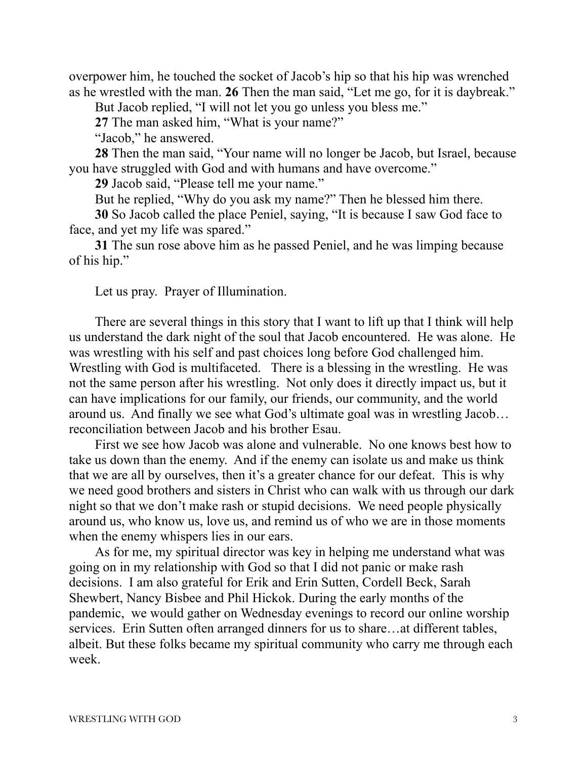overpower him, he touched the socket of Jacob's hip so that his hip was wrenched as he wrestled with the man. **26** Then the man said, "Let me go, for it is daybreak."

But Jacob replied, "I will not let you go unless you bless me."

**27** The man asked him, "What is your name?"

"Jacob," he answered.

**28** Then the man said, "Your name will no longer be Jacob, but Israel, because you have struggled with God and with humans and have overcome."

**29** Jacob said, "Please tell me your name."

But he replied, "Why do you ask my name?" Then he blessed him there.

**30** So Jacob called the place Peniel, saying, "It is because I saw God face to face, and yet my life was spared."

**31** The sun rose above him as he passed Peniel, and he was limping because of his hip."

Let us pray. Prayer of Illumination.

There are several things in this story that I want to lift up that I think will help us understand the dark night of the soul that Jacob encountered. He was alone. He was wrestling with his self and past choices long before God challenged him. Wrestling with God is multifaceted. There is a blessing in the wrestling. He was not the same person after his wrestling. Not only does it directly impact us, but it can have implications for our family, our friends, our community, and the world around us. And finally we see what God's ultimate goal was in wrestling Jacob… reconciliation between Jacob and his brother Esau.

First we see how Jacob was alone and vulnerable. No one knows best how to take us down than the enemy. And if the enemy can isolate us and make us think that we are all by ourselves, then it's a greater chance for our defeat. This is why we need good brothers and sisters in Christ who can walk with us through our dark night so that we don't make rash or stupid decisions. We need people physically around us, who know us, love us, and remind us of who we are in those moments when the enemy whispers lies in our ears.

As for me, my spiritual director was key in helping me understand what was going on in my relationship with God so that I did not panic or make rash decisions. I am also grateful for Erik and Erin Sutten, Cordell Beck, Sarah Shewbert, Nancy Bisbee and Phil Hickok. During the early months of the pandemic, we would gather on Wednesday evenings to record our online worship services. Erin Sutten often arranged dinners for us to share…at different tables, albeit. But these folks became my spiritual community who carry me through each week.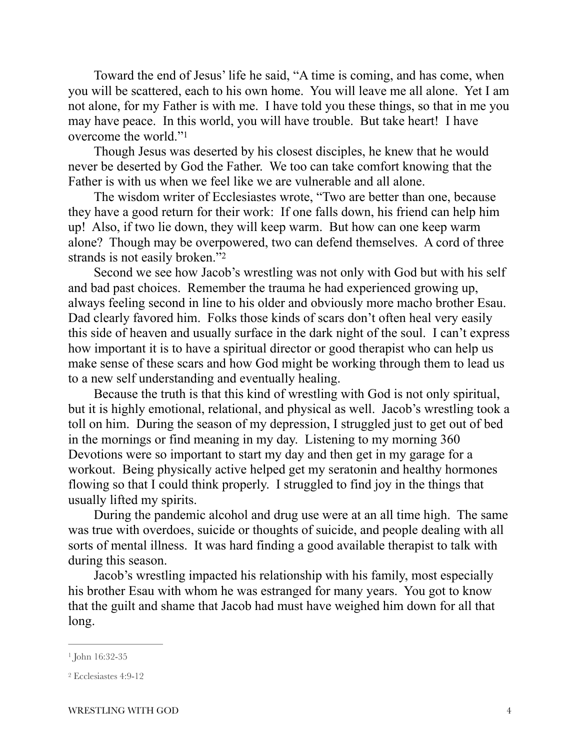Toward the end of Jesus' life he said, "A time is coming, and has come, when you will be scattered, each to his own home. You will leave me all alone. Yet I am not alone, for my Father is with me. I have told you these things, so that in me you may have peace. In this world, you will have trouble. But take heart! I have overcome the world."[1]

Though Jesus was deserted by his closest disciples, he knew that he would never be deserted by God the Father. We too can take comfort knowing that the Father is with us when we feel like we are vulnerable and all alone.

The wisdom writer of Ecclesiastes wrote, "Two are better than one, because they have a good return for their work: If one falls down, his friend can help him up! Also, if two lie down, they will keep warm. But how can one keep warm alone? Though may be overpowered, two can defend themselves. A cord of three strands is not easily broken."[2]

Second we see how Jacob's wrestling was not only with God but with his self and bad past choices. Remember the trauma he had experienced growing up, always feeling second in line to his older and obviously more macho brother Esau. Dad clearly favored him. Folks those kinds of scars don't often heal very easily this side of heaven and usually surface in the dark night of the soul. I can't express how important it is to have a spiritual director or good therapist who can help us make sense of these scars and how God might be working through them to lead us to a new self understanding and eventually healing.

Because the truth is that this kind of wrestling with God is not only spiritual, but it is highly emotional, relational, and physical as well. Jacob's wrestling took a toll on him. During the season of my depression, I struggled just to get out of bed in the mornings or find meaning in my day. Listening to my morning 360 Devotions were so important to start my day and then get in my garage for a workout. Being physically active helped get my seratonin and healthy hormones flowing so that I could think properly. I struggled to find joy in the things that usually lifted my spirits.

During the pandemic alcohol and drug use were at an all time high. The same was true with overdoes, suicide or thoughts of suicide, and people dealing with all sorts of mental illness. It was hard finding a good available therapist to talk with during this season.

Jacob's wrestling impacted his relationship with his family, most especially his brother Esau with whom he was estranged for many years. You got to know that the guilt and shame that Jacob had must have weighed him down for all that long.

---

[1] John 16:32-35

[2] Ecclesiastes 4:9-12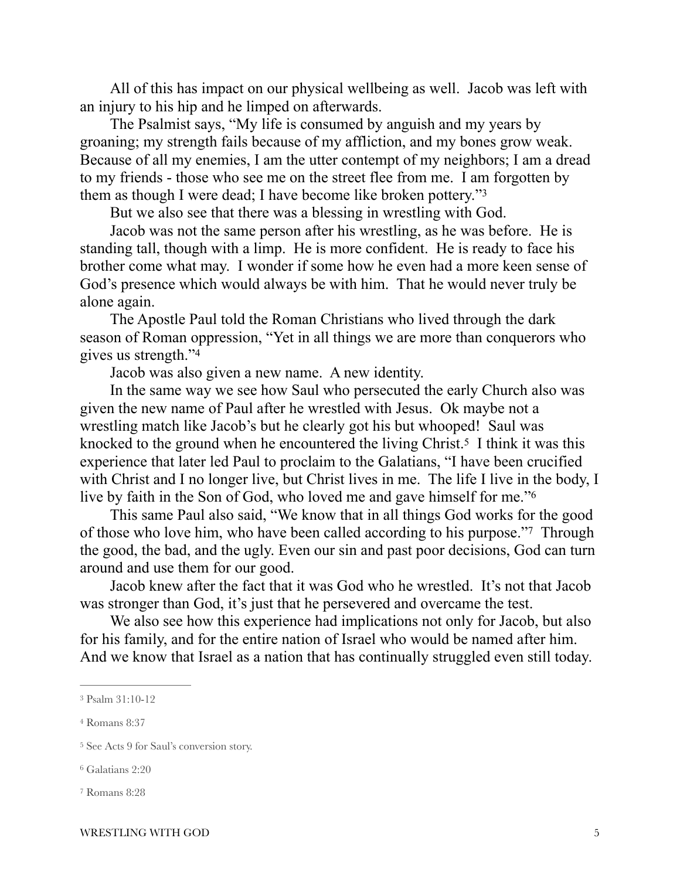All of this has impact on our physical wellbeing as well. Jacob was left with an injury to his hip and he limped on afterwards.

The Psalmist says, "My life is consumed by anguish and my years by groaning; my strength fails because of my affliction, and my bones grow weak. Because of all my enemies, I am the utter contempt of my neighbors; I am a dread to my friends - those who see me on the street flee from me. I am forgotten by them as though I were dead; I have become like broken pottery."[3]

But we also see that there was a blessing in wrestling with God.

Jacob was not the same person after his wrestling, as he was before. He is standing tall, though with a limp. He is more confident. He is ready to face his brother come what may. I wonder if some how he even had a more keen sense of God's presence which would always be with him. That he would never truly be alone again.

The Apostle Paul told the Roman Christians who lived through the dark season of Roman oppression, "Yet in all things we are more than conquerors who gives us strength."[4]

Jacob was also given a new name. A new identity.

In the same way we see how Saul who persecuted the early Church also was given the new name of Paul after he wrestled with Jesus. Ok maybe not a wrestling match like Jacob's but he clearly got his but whooped! Saul was knocked to the ground when he encountered the living Christ.[5] I think it was this experience that later led Paul to proclaim to the Galatians, "I have been crucified with Christ and I no longer live, but Christ lives in me. The life I live in the body, I live by faith in the Son of God, who loved me and gave himself for me."[6]

This same Paul also said, "We know that in all things God works for the good of those who love him, who have been called according to his purpose."[7] Through the good, the bad, and the ugly. Even our sin and past poor decisions, God can turn around and use them for our good.

Jacob knew after the fact that it was God who he wrestled. It's not that Jacob was stronger than God, it's just that he persevered and overcame the test.

We also see how this experience had implications not only for Jacob, but also for his family, and for the entire nation of Israel who would be named after him. And we know that Israel as a nation that has continually struggled even still today.

---

[3] Psalm 31:10-12

[4] Romans 8:37

[5] See Acts 9 for Saul's conversion story.

[6] Galatians 2:20

[7] Romans 8:28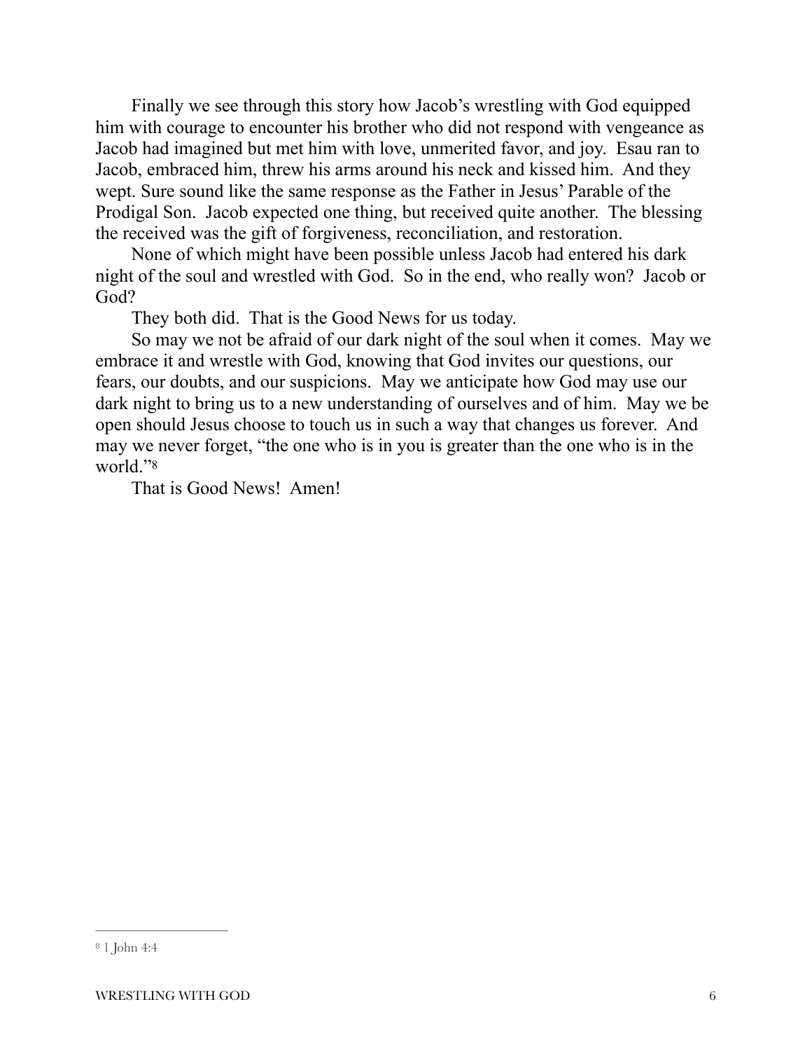Finally we see through this story how Jacob's wrestling with God equipped him with courage to encounter his brother who did not respond with vengeance as Jacob had imagined but met him with love, unmerited favor, and joy. Esau ran to Jacob, embraced him, threw his arms around his neck and kissed him. And they wept. Sure sound like the same response as the Father in Jesus' Parable of the Prodigal Son. Jacob expected one thing, but received quite another. The blessing the received was the gift of forgiveness, reconciliation, and restoration.

None of which might have been possible unless Jacob had entered his dark night of the soul and wrestled with God. So in the end, who really won? Jacob or God?

They both did. That is the Good News for us today.

So may we not be afraid of our dark night of the soul when it comes. May we embrace it and wrestle with God, knowing that God invites our questions, our fears, our doubts, and our suspicions. May we anticipate how God may use our dark night to bring us to a new understanding of ourselves and of him. May we be open should Jesus choose to touch us in such a way that changes us forever. And may we never forget, "the one who is in you is greater than the one who is in the world."[8]

That is Good News! Amen!

---

[8] 1 John 4:4